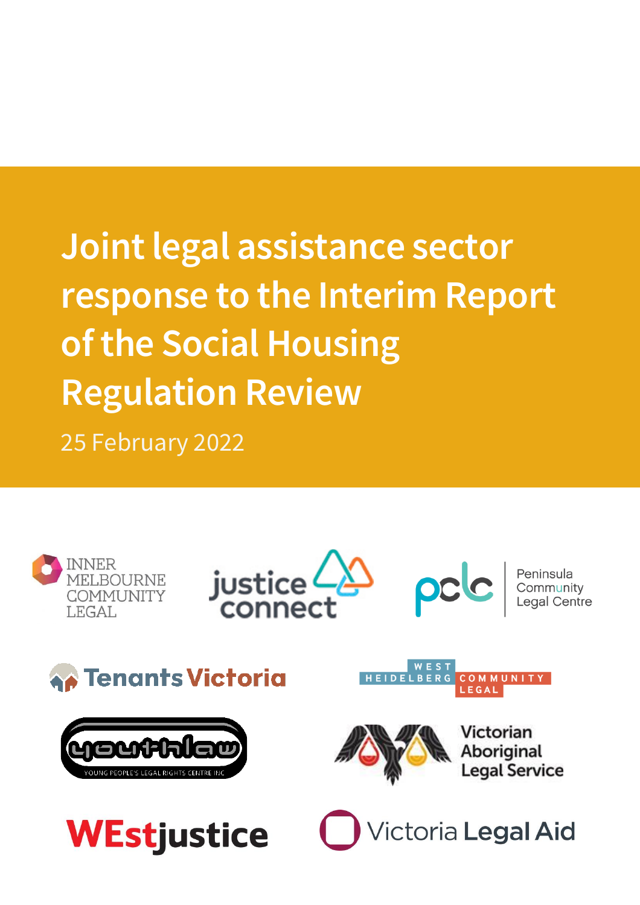# Joint legal assistance sector response to the Interim Report of the Social Housing Regulation Review

25 February 2022

INNER MELBOURNE COMMUNITY LEGAL

justice connect

pclc Peninsula Community Legal Centre

Tenants Victoria

WEST HEIDELBERG COMMUNITY LEGAL

youthlaw YOUNG PEOPLE'S LEGAL RIGHTS CENTRE INC

Victorian Aboriginal Legal Service

WEstjustice

Victoria Legal Aid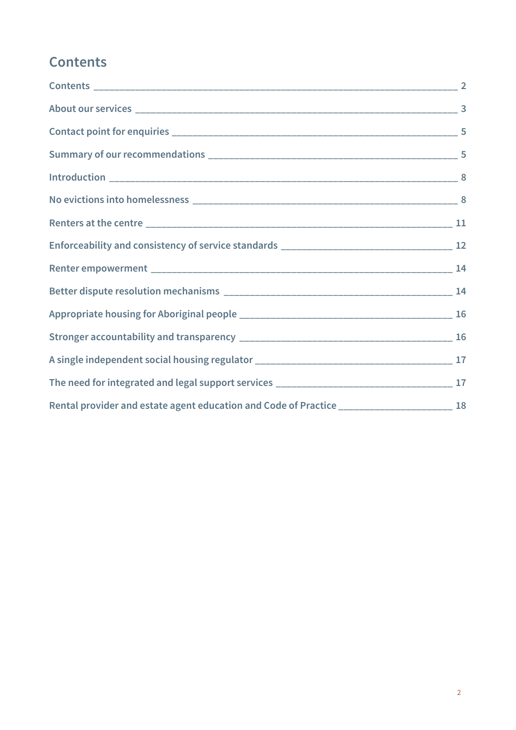# Contents

Contents 2

About our services 3

Contact point for enquiries 5

Summary of our recommendations 5

Introduction 8

No evictions into homelessness 8

Renters at the centre 11

Enforceability and consistency of service standards 12

Renter empowerment 14

Better dispute resolution mechanisms 14

Appropriate housing for Aboriginal people 16

Stronger accountability and transparency 16

A single independent social housing regulator 17

The need for integrated and legal support services 17

Rental provider and estate agent education and Code of Practice 18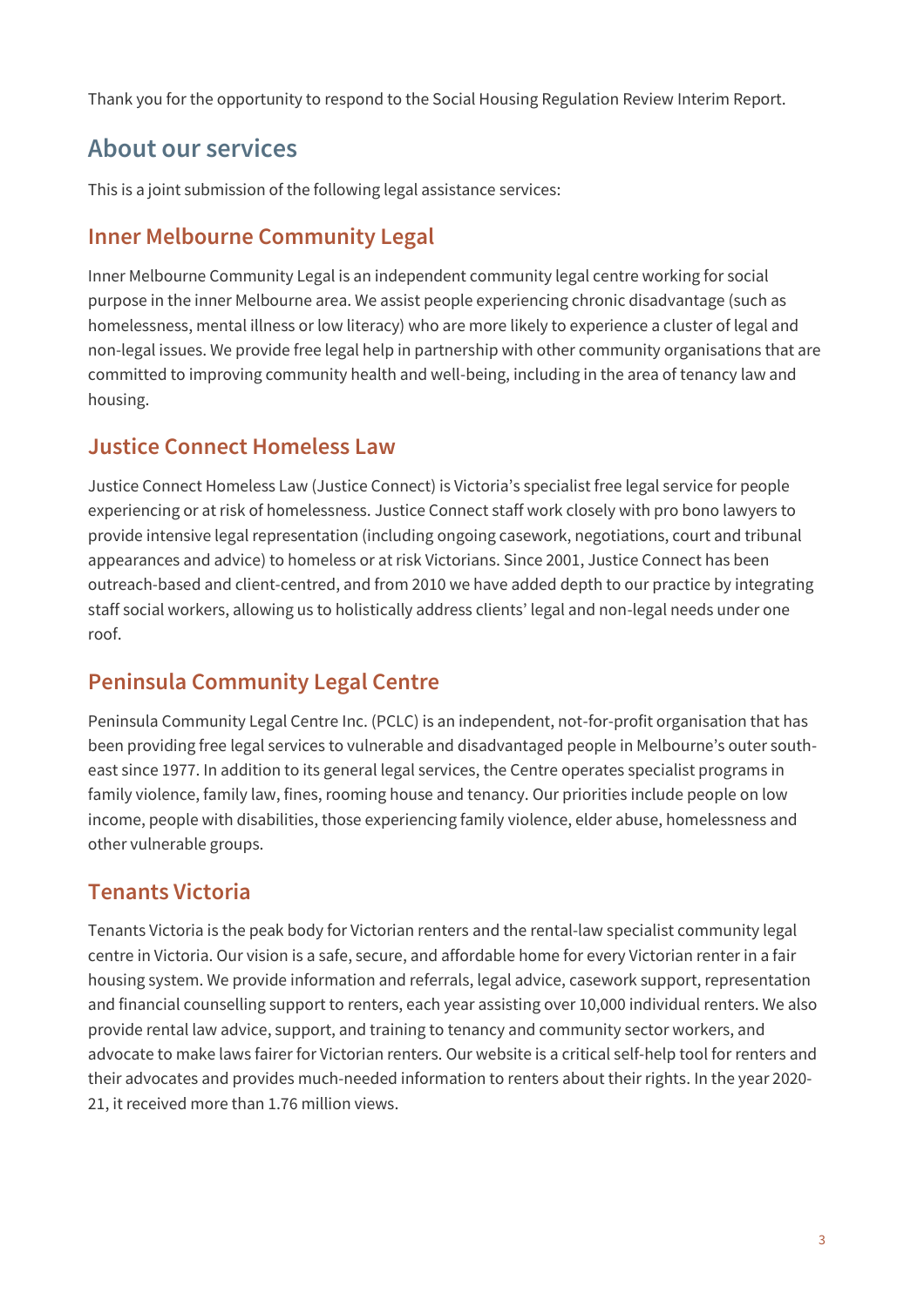Thank you for the opportunity to respond to the Social Housing Regulation Review Interim Report.

## About our services

This is a joint submission of the following legal assistance services:

### Inner Melbourne Community Legal

Inner Melbourne Community Legal is an independent community legal centre working for social purpose in the inner Melbourne area. We assist people experiencing chronic disadvantage (such as homelessness, mental illness or low literacy) who are more likely to experience a cluster of legal and non-legal issues. We provide free legal help in partnership with other community organisations that are committed to improving community health and well-being, including in the area of tenancy law and housing.

### Justice Connect Homeless Law

Justice Connect Homeless Law (Justice Connect) is Victoria's specialist free legal service for people experiencing or at risk of homelessness. Justice Connect staff work closely with pro bono lawyers to provide intensive legal representation (including ongoing casework, negotiations, court and tribunal appearances and advice) to homeless or at risk Victorians. Since 2001, Justice Connect has been outreach-based and client-centred, and from 2010 we have added depth to our practice by integrating staff social workers, allowing us to holistically address clients' legal and non-legal needs under one roof.

### Peninsula Community Legal Centre

Peninsula Community Legal Centre Inc. (PCLC) is an independent, not-for-profit organisation that has been providing free legal services to vulnerable and disadvantaged people in Melbourne's outer south-east since 1977. In addition to its general legal services, the Centre operates specialist programs in family violence, family law, fines, rooming house and tenancy. Our priorities include people on low income, people with disabilities, those experiencing family violence, elder abuse, homelessness and other vulnerable groups.

### Tenants Victoria

Tenants Victoria is the peak body for Victorian renters and the rental-law specialist community legal centre in Victoria. Our vision is a safe, secure, and affordable home for every Victorian renter in a fair housing system. We provide information and referrals, legal advice, casework support, representation and financial counselling support to renters, each year assisting over 10,000 individual renters. We also provide rental law advice, support, and training to tenancy and community sector workers, and advocate to make laws fairer for Victorian renters. Our website is a critical self-help tool for renters and their advocates and provides much-needed information to renters about their rights. In the year 2020-21, it received more than 1.76 million views.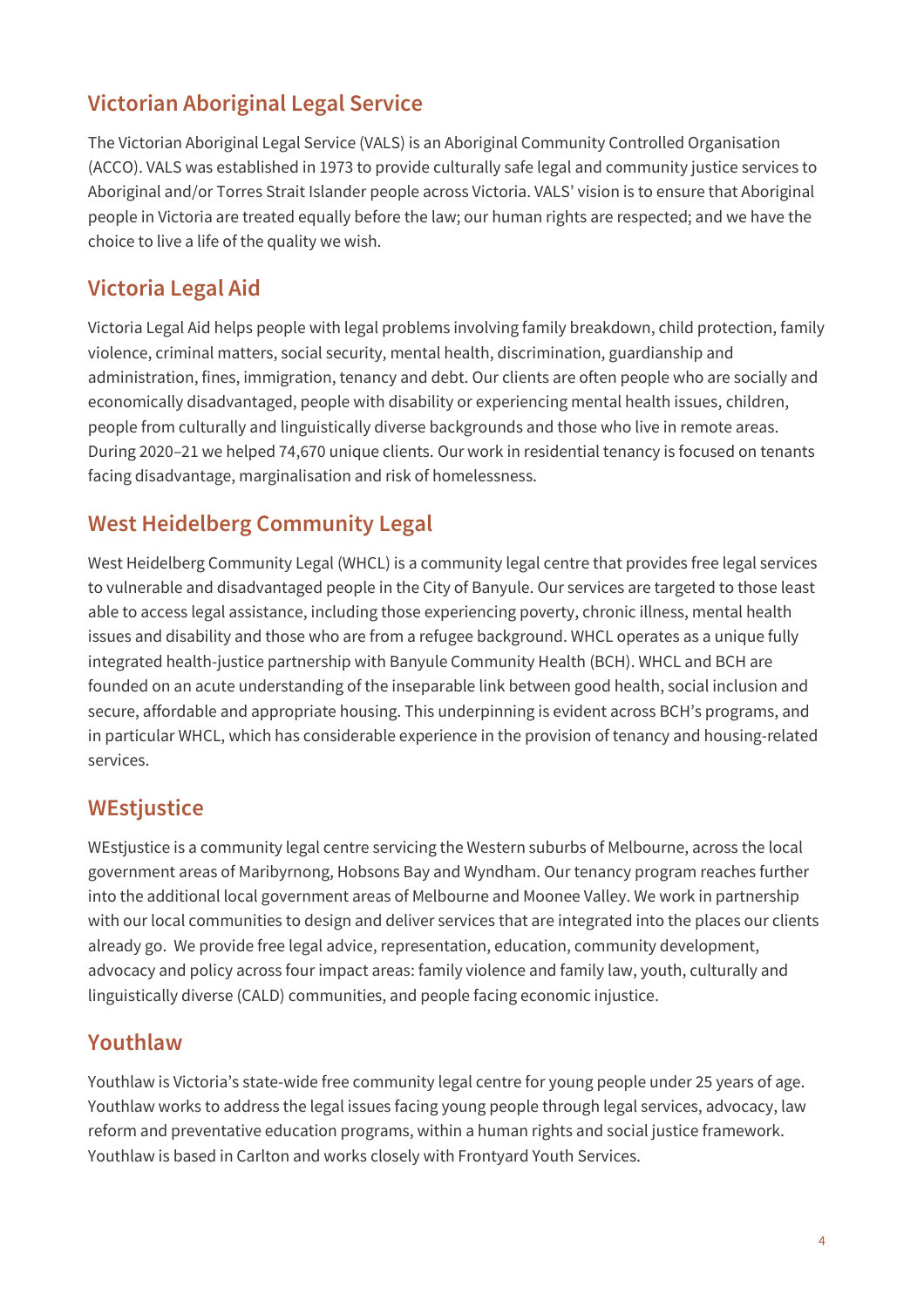## Victorian Aboriginal Legal Service

The Victorian Aboriginal Legal Service (VALS) is an Aboriginal Community Controlled Organisation (ACCO). VALS was established in 1973 to provide culturally safe legal and community justice services to Aboriginal and/or Torres Strait Islander people across Victoria. VALS' vision is to ensure that Aboriginal people in Victoria are treated equally before the law; our human rights are respected; and we have the choice to live a life of the quality we wish.

## Victoria Legal Aid

Victoria Legal Aid helps people with legal problems involving family breakdown, child protection, family violence, criminal matters, social security, mental health, discrimination, guardianship and administration, fines, immigration, tenancy and debt. Our clients are often people who are socially and economically disadvantaged, people with disability or experiencing mental health issues, children, people from culturally and linguistically diverse backgrounds and those who live in remote areas. During 2020–21 we helped 74,670 unique clients. Our work in residential tenancy is focused on tenants facing disadvantage, marginalisation and risk of homelessness.

## West Heidelberg Community Legal

West Heidelberg Community Legal (WHCL) is a community legal centre that provides free legal services to vulnerable and disadvantaged people in the City of Banyule. Our services are targeted to those least able to access legal assistance, including those experiencing poverty, chronic illness, mental health issues and disability and those who are from a refugee background. WHCL operates as a unique fully integrated health-justice partnership with Banyule Community Health (BCH). WHCL and BCH are founded on an acute understanding of the inseparable link between good health, social inclusion and secure, affordable and appropriate housing. This underpinning is evident across BCH's programs, and in particular WHCL, which has considerable experience in the provision of tenancy and housing-related services.

## WEstjustice

WEstjustice is a community legal centre servicing the Western suburbs of Melbourne, across the local government areas of Maribyrnong, Hobsons Bay and Wyndham. Our tenancy program reaches further into the additional local government areas of Melbourne and Moonee Valley. We work in partnership with our local communities to design and deliver services that are integrated into the places our clients already go. We provide free legal advice, representation, education, community development, advocacy and policy across four impact areas: family violence and family law, youth, culturally and linguistically diverse (CALD) communities, and people facing economic injustice.

## Youthlaw

Youthlaw is Victoria's state-wide free community legal centre for young people under 25 years of age. Youthlaw works to address the legal issues facing young people through legal services, advocacy, law reform and preventative education programs, within a human rights and social justice framework. Youthlaw is based in Carlton and works closely with Frontyard Youth Services.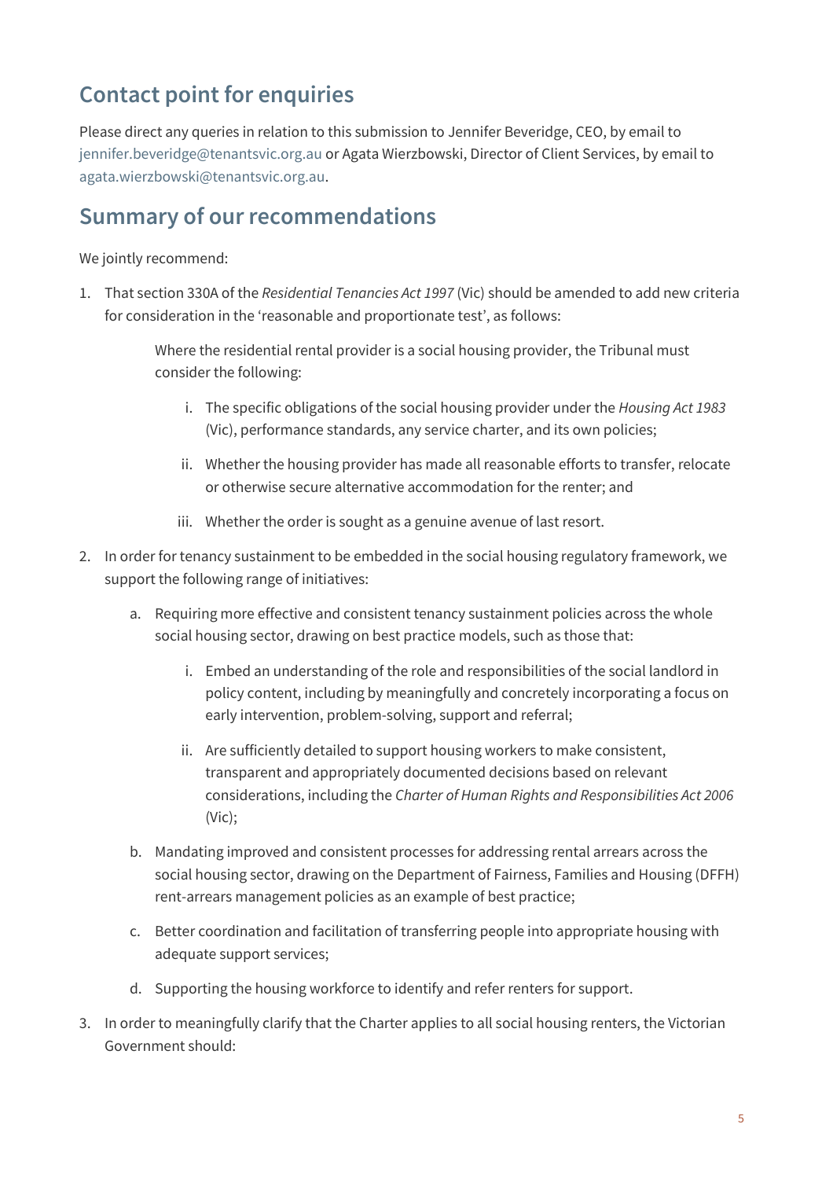## Contact point for enquiries

Please direct any queries in relation to this submission to Jennifer Beveridge, CEO, by email to jennifer.beveridge@tenantsvic.org.au or Agata Wierzbowski, Director of Client Services, by email to agata.wierzbowski@tenantsvic.org.au.

## Summary of our recommendations

We jointly recommend:

1. That section 330A of the *Residential Tenancies Act 1997* (Vic) should be amended to add new criteria for consideration in the 'reasonable and proportionate test', as follows:

   > Where the residential rental provider is a social housing provider, the Tribunal must consider the following:
   >
   > i. The specific obligations of the social housing provider under the *Housing Act 1983* (Vic), performance standards, any service charter, and its own policies;
   >
   > ii. Whether the housing provider has made all reasonable efforts to transfer, relocate or otherwise secure alternative accommodation for the renter; and
   >
   > iii. Whether the order is sought as a genuine avenue of last resort.

2. In order for tenancy sustainment to be embedded in the social housing regulatory framework, we support the following range of initiatives:

   a. Requiring more effective and consistent tenancy sustainment policies across the whole social housing sector, drawing on best practice models, such as those that:

      i. Embed an understanding of the role and responsibilities of the social landlord in policy content, including by meaningfully and concretely incorporating a focus on early intervention, problem-solving, support and referral;

      ii. Are sufficiently detailed to support housing workers to make consistent, transparent and appropriately documented decisions based on relevant considerations, including the *Charter of Human Rights and Responsibilities Act 2006* (Vic);

   b. Mandating improved and consistent processes for addressing rental arrears across the social housing sector, drawing on the Department of Fairness, Families and Housing (DFFH) rent-arrears management policies as an example of best practice;

   c. Better coordination and facilitation of transferring people into appropriate housing with adequate support services;

   d. Supporting the housing workforce to identify and refer renters for support.

3. In order to meaningfully clarify that the Charter applies to all social housing renters, the Victorian Government should: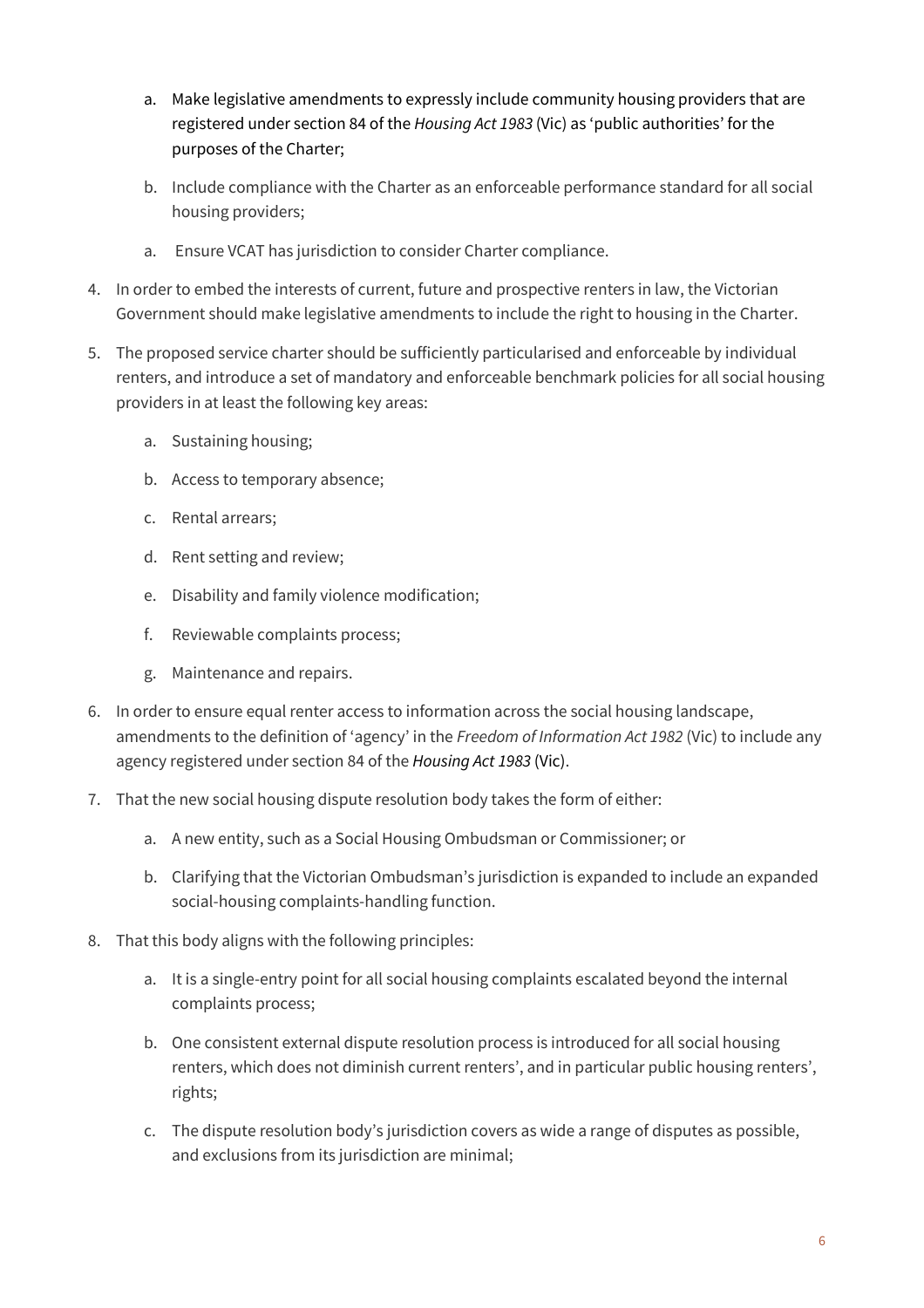a. Make legislative amendments to expressly include community housing providers that are registered under section 84 of the *Housing Act 1983* (Vic) as 'public authorities' for the purposes of the Charter;

b. Include compliance with the Charter as an enforceable performance standard for all social housing providers;

a. Ensure VCAT has jurisdiction to consider Charter compliance.

4. In order to embed the interests of current, future and prospective renters in law, the Victorian Government should make legislative amendments to include the right to housing in the Charter.

5. The proposed service charter should be sufficiently particularised and enforceable by individual renters, and introduce a set of mandatory and enforceable benchmark policies for all social housing providers in at least the following key areas:

   a. Sustaining housing;

   b. Access to temporary absence;

   c. Rental arrears;

   d. Rent setting and review;

   e. Disability and family violence modification;

   f. Reviewable complaints process;

   g. Maintenance and repairs.

6. In order to ensure equal renter access to information across the social housing landscape, amendments to the definition of 'agency' in the *Freedom of Information Act 1982* (Vic) to include any agency registered under section 84 of the *Housing Act 1983* (Vic).

7. That the new social housing dispute resolution body takes the form of either:

   a. A new entity, such as a Social Housing Ombudsman or Commissioner; or

   b. Clarifying that the Victorian Ombudsman's jurisdiction is expanded to include an expanded social-housing complaints-handling function.

8. That this body aligns with the following principles:

   a. It is a single-entry point for all social housing complaints escalated beyond the internal complaints process;

   b. One consistent external dispute resolution process is introduced for all social housing renters, which does not diminish current renters', and in particular public housing renters', rights;

   c. The dispute resolution body's jurisdiction covers as wide a range of disputes as possible, and exclusions from its jurisdiction are minimal;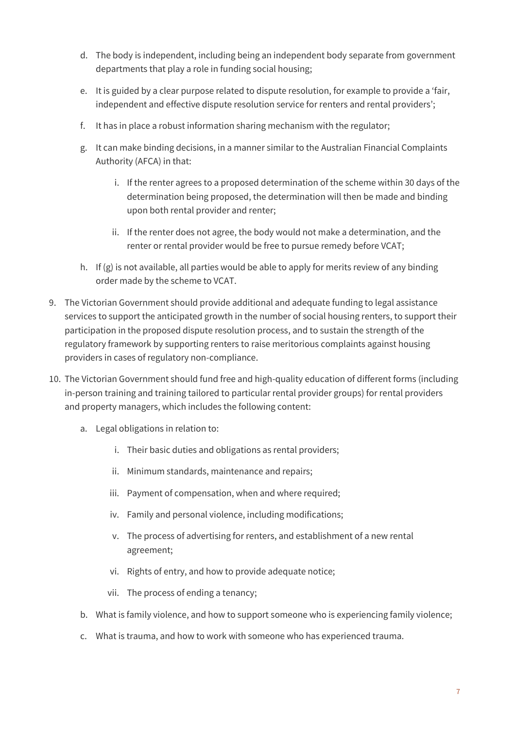d. The body is independent, including being an independent body separate from government departments that play a role in funding social housing;

   e. It is guided by a clear purpose related to dispute resolution, for example to provide a 'fair, independent and effective dispute resolution service for renters and rental providers';

   f. It has in place a robust information sharing mechanism with the regulator;

   g. It can make binding decisions, in a manner similar to the Australian Financial Complaints Authority (AFCA) in that:

      i. If the renter agrees to a proposed determination of the scheme within 30 days of the determination being proposed, the determination will then be made and binding upon both rental provider and renter;

      ii. If the renter does not agree, the body would not make a determination, and the renter or rental provider would be free to pursue remedy before VCAT;

   h. If (g) is not available, all parties would be able to apply for merits review of any binding order made by the scheme to VCAT.

9. The Victorian Government should provide additional and adequate funding to legal assistance services to support the anticipated growth in the number of social housing renters, to support their participation in the proposed dispute resolution process, and to sustain the strength of the regulatory framework by supporting renters to raise meritorious complaints against housing providers in cases of regulatory non-compliance.

10. The Victorian Government should fund free and high-quality education of different forms (including in-person training and training tailored to particular rental provider groups) for rental providers and property managers, which includes the following content:

    a. Legal obligations in relation to:

       i. Their basic duties and obligations as rental providers;

       ii. Minimum standards, maintenance and repairs;

       iii. Payment of compensation, when and where required;

       iv. Family and personal violence, including modifications;

       v. The process of advertising for renters, and establishment of a new rental agreement;

       vi. Rights of entry, and how to provide adequate notice;

       vii. The process of ending a tenancy;

    b. What is family violence, and how to support someone who is experiencing family violence;

    c. What is trauma, and how to work with someone who has experienced trauma.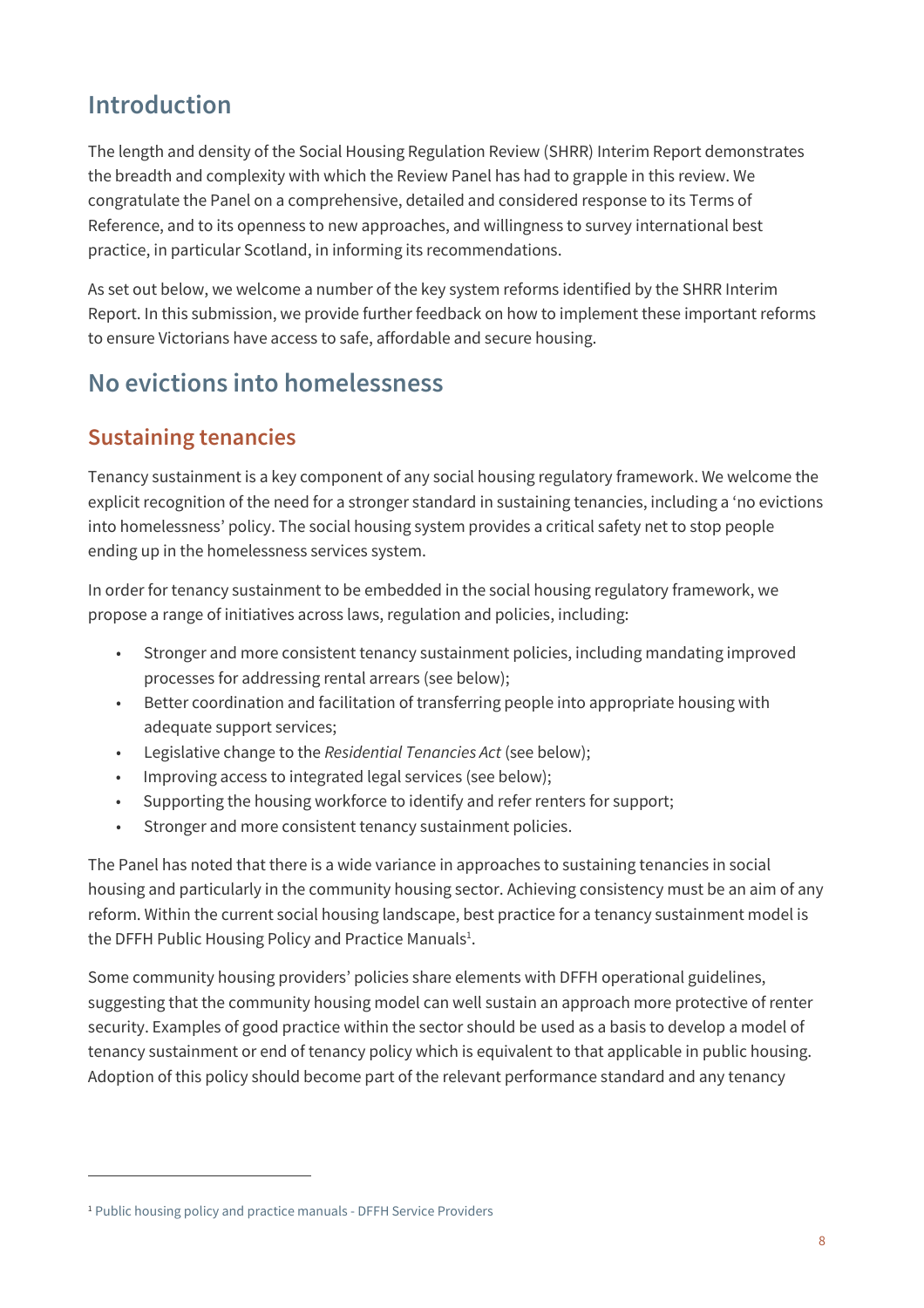## Introduction

The length and density of the Social Housing Regulation Review (SHRR) Interim Report demonstrates the breadth and complexity with which the Review Panel has had to grapple in this review. We congratulate the Panel on a comprehensive, detailed and considered response to its Terms of Reference, and to its openness to new approaches, and willingness to survey international best practice, in particular Scotland, in informing its recommendations.

As set out below, we welcome a number of the key system reforms identified by the SHRR Interim Report. In this submission, we provide further feedback on how to implement these important reforms to ensure Victorians have access to safe, affordable and secure housing.

## No evictions into homelessness

### Sustaining tenancies

Tenancy sustainment is a key component of any social housing regulatory framework. We welcome the explicit recognition of the need for a stronger standard in sustaining tenancies, including a 'no evictions into homelessness' policy. The social housing system provides a critical safety net to stop people ending up in the homelessness services system.

In order for tenancy sustainment to be embedded in the social housing regulatory framework, we propose a range of initiatives across laws, regulation and policies, including:

- Stronger and more consistent tenancy sustainment policies, including mandating improved processes for addressing rental arrears (see below);
- Better coordination and facilitation of transferring people into appropriate housing with adequate support services;
- Legislative change to the *Residential Tenancies Act* (see below);
- Improving access to integrated legal services (see below);
- Supporting the housing workforce to identify and refer renters for support;
- Stronger and more consistent tenancy sustainment policies.

The Panel has noted that there is a wide variance in approaches to sustaining tenancies in social housing and particularly in the community housing sector. Achieving consistency must be an aim of any reform. Within the current social housing landscape, best practice for a tenancy sustainment model is the DFFH Public Housing Policy and Practice Manuals[1].

Some community housing providers' policies share elements with DFFH operational guidelines, suggesting that the community housing model can well sustain an approach more protective of renter security. Examples of good practice within the sector should be used as a basis to develop a model of tenancy sustainment or end of tenancy policy which is equivalent to that applicable in public housing. Adoption of this policy should become part of the relevant performance standard and any tenancy

[1] Public housing policy and practice manuals - DFFH Service Providers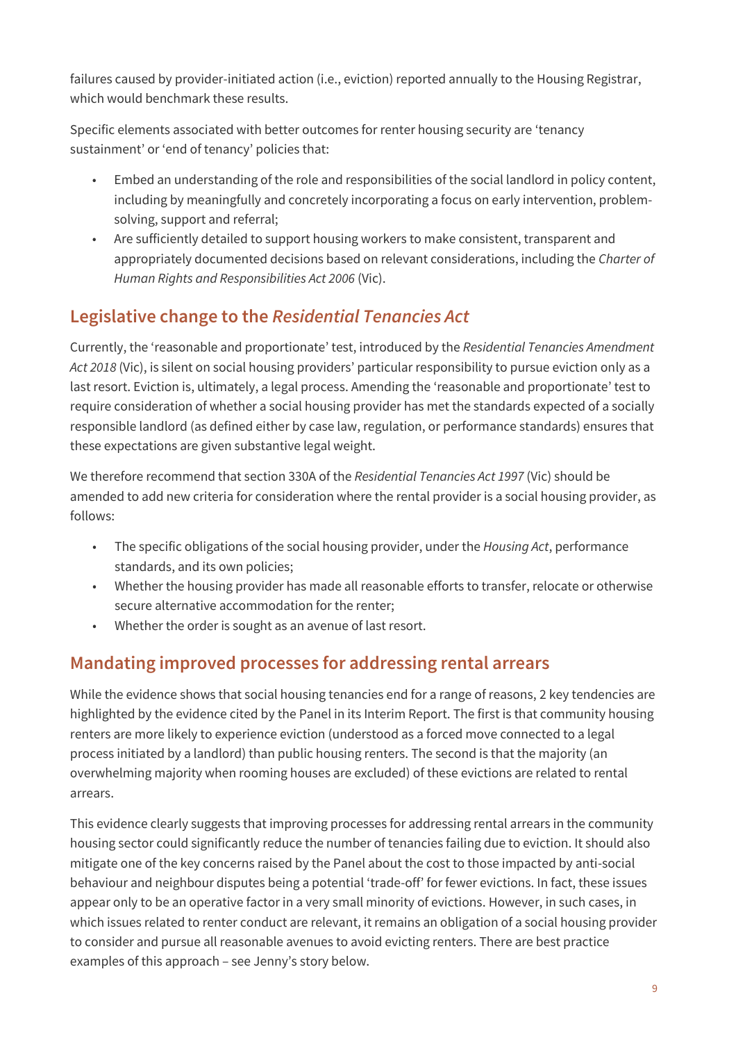failures caused by provider-initiated action (i.e., eviction) reported annually to the Housing Registrar, which would benchmark these results.

Specific elements associated with better outcomes for renter housing security are 'tenancy sustainment' or 'end of tenancy' policies that:

- Embed an understanding of the role and responsibilities of the social landlord in policy content, including by meaningfully and concretely incorporating a focus on early intervention, problem-solving, support and referral;
- Are sufficiently detailed to support housing workers to make consistent, transparent and appropriately documented decisions based on relevant considerations, including the *Charter of Human Rights and Responsibilities Act 2006* (Vic).

## Legislative change to the *Residential Tenancies Act*

Currently, the 'reasonable and proportionate' test, introduced by the *Residential Tenancies Amendment Act 2018* (Vic), is silent on social housing providers' particular responsibility to pursue eviction only as a last resort. Eviction is, ultimately, a legal process. Amending the 'reasonable and proportionate' test to require consideration of whether a social housing provider has met the standards expected of a socially responsible landlord (as defined either by case law, regulation, or performance standards) ensures that these expectations are given substantive legal weight.

We therefore recommend that section 330A of the *Residential Tenancies Act 1997* (Vic) should be amended to add new criteria for consideration where the rental provider is a social housing provider, as follows:

- The specific obligations of the social housing provider, under the *Housing Act*, performance standards, and its own policies;
- Whether the housing provider has made all reasonable efforts to transfer, relocate or otherwise secure alternative accommodation for the renter;
- Whether the order is sought as an avenue of last resort.

## Mandating improved processes for addressing rental arrears

While the evidence shows that social housing tenancies end for a range of reasons, 2 key tendencies are highlighted by the evidence cited by the Panel in its Interim Report. The first is that community housing renters are more likely to experience eviction (understood as a forced move connected to a legal process initiated by a landlord) than public housing renters. The second is that the majority (an overwhelming majority when rooming houses are excluded) of these evictions are related to rental arrears.

This evidence clearly suggests that improving processes for addressing rental arrears in the community housing sector could significantly reduce the number of tenancies failing due to eviction. It should also mitigate one of the key concerns raised by the Panel about the cost to those impacted by anti-social behaviour and neighbour disputes being a potential 'trade-off' for fewer evictions. In fact, these issues appear only to be an operative factor in a very small minority of evictions. However, in such cases, in which issues related to renter conduct are relevant, it remains an obligation of a social housing provider to consider and pursue all reasonable avenues to avoid evicting renters. There are best practice examples of this approach – see Jenny's story below.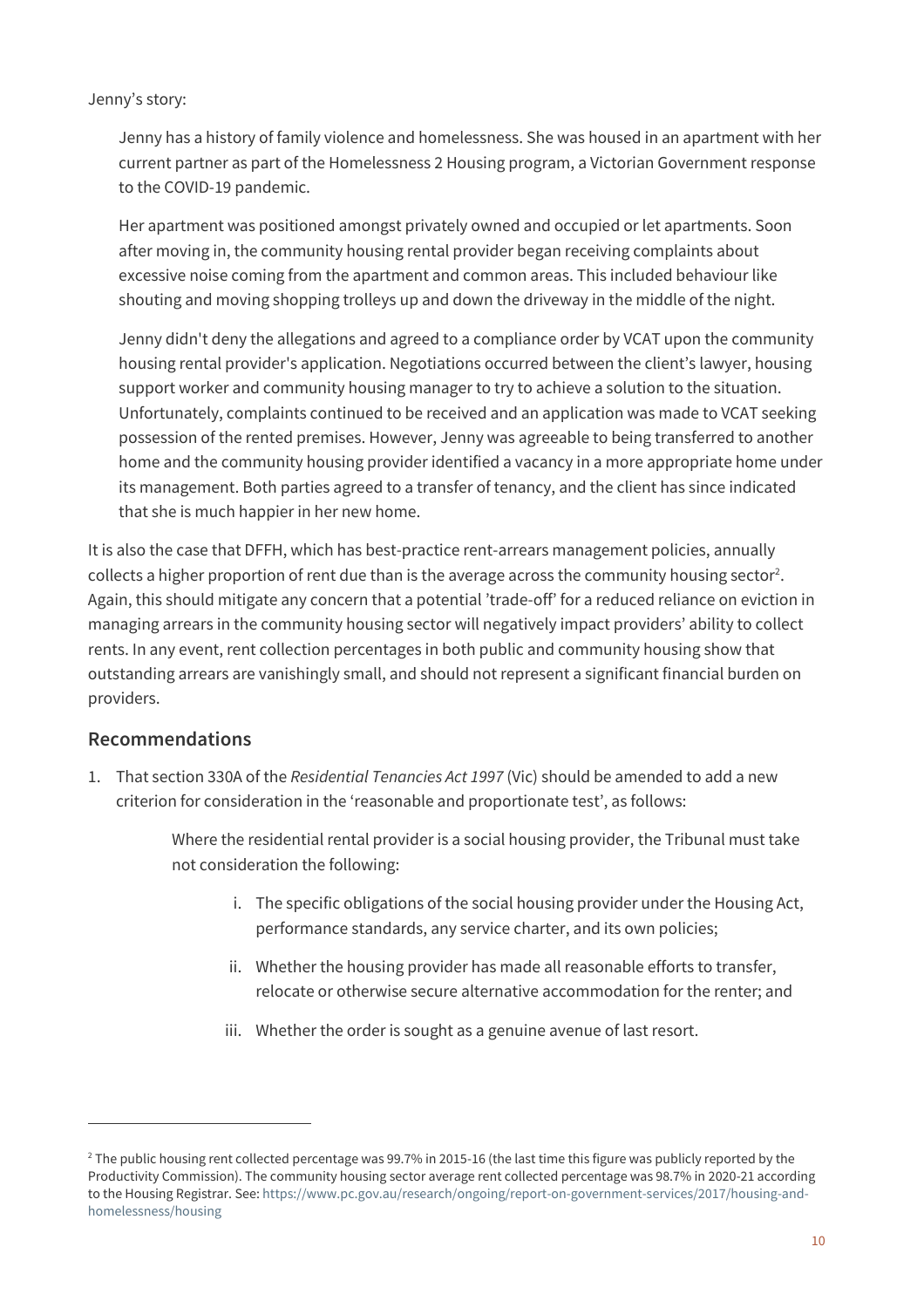Jenny's story:

> Jenny has a history of family violence and homelessness. She was housed in an apartment with her current partner as part of the Homelessness 2 Housing program, a Victorian Government response to the COVID-19 pandemic.
>
> Her apartment was positioned amongst privately owned and occupied or let apartments. Soon after moving in, the community housing rental provider began receiving complaints about excessive noise coming from the apartment and common areas. This included behaviour like shouting and moving shopping trolleys up and down the driveway in the middle of the night.
>
> Jenny didn't deny the allegations and agreed to a compliance order by VCAT upon the community housing rental provider's application. Negotiations occurred between the client's lawyer, housing support worker and community housing manager to try to achieve a solution to the situation. Unfortunately, complaints continued to be received and an application was made to VCAT seeking possession of the rented premises. However, Jenny was agreeable to being transferred to another home and the community housing provider identified a vacancy in a more appropriate home under its management. Both parties agreed to a transfer of tenancy, and the client has since indicated that she is much happier in her new home.

It is also the case that DFFH, which has best-practice rent-arrears management policies, annually collects a higher proportion of rent due than is the average across the community housing sector[2]. Again, this should mitigate any concern that a potential 'trade-off' for a reduced reliance on eviction in managing arrears in the community housing sector will negatively impact providers' ability to collect rents. In any event, rent collection percentages in both public and community housing show that outstanding arrears are vanishingly small, and should not represent a significant financial burden on providers.

## Recommendations

1. That section 330A of the *Residential Tenancies Act 1997* (Vic) should be amended to add a new criterion for consideration in the 'reasonable and proportionate test', as follows:

   > Where the residential rental provider is a social housing provider, the Tribunal must take not consideration the following:
   >
   > i. The specific obligations of the social housing provider under the Housing Act, performance standards, any service charter, and its own policies;
   >
   > ii. Whether the housing provider has made all reasonable efforts to transfer, relocate or otherwise secure alternative accommodation for the renter; and
   >
   > iii. Whether the order is sought as a genuine avenue of last resort.

---

[2] The public housing rent collected percentage was 99.7% in 2015-16 (the last time this figure was publicly reported by the Productivity Commission). The community housing sector average rent collected percentage was 98.7% in 2020-21 according to the Housing Registrar. See: https://www.pc.gov.au/research/ongoing/report-on-government-services/2017/housing-and-homelessness/housing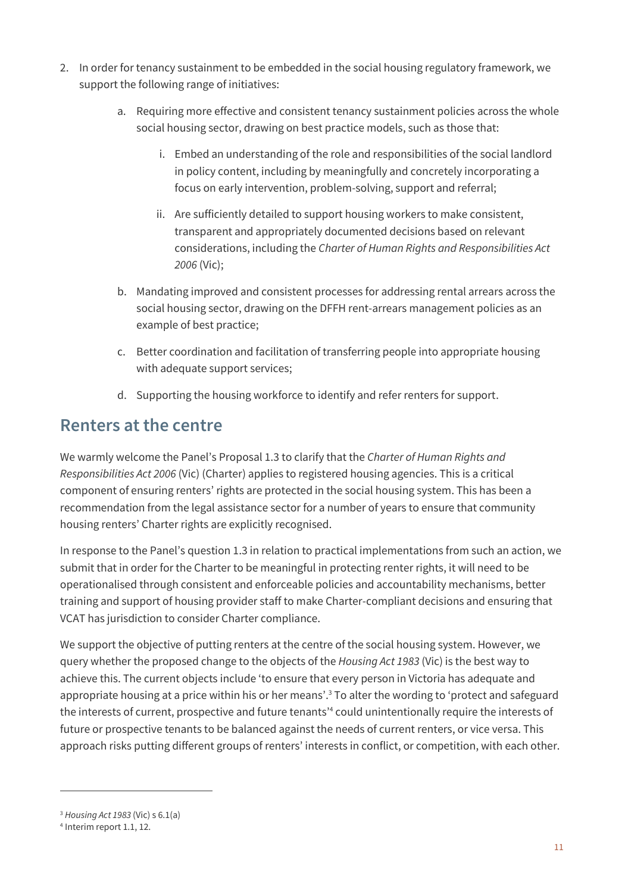2. In order for tenancy sustainment to be embedded in the social housing regulatory framework, we support the following range of initiatives:

    a. Requiring more effective and consistent tenancy sustainment policies across the whole social housing sector, drawing on best practice models, such as those that:

        i. Embed an understanding of the role and responsibilities of the social landlord in policy content, including by meaningfully and concretely incorporating a focus on early intervention, problem-solving, support and referral;

        ii. Are sufficiently detailed to support housing workers to make consistent, transparent and appropriately documented decisions based on relevant considerations, including the *Charter of Human Rights and Responsibilities Act 2006* (Vic);

    b. Mandating improved and consistent processes for addressing rental arrears across the social housing sector, drawing on the DFFH rent-arrears management policies as an example of best practice;

    c. Better coordination and facilitation of transferring people into appropriate housing with adequate support services;

    d. Supporting the housing workforce to identify and refer renters for support.

## Renters at the centre

We warmly welcome the Panel's Proposal 1.3 to clarify that the *Charter of Human Rights and Responsibilities Act 2006* (Vic) (Charter) applies to registered housing agencies. This is a critical component of ensuring renters' rights are protected in the social housing system. This has been a recommendation from the legal assistance sector for a number of years to ensure that community housing renters' Charter rights are explicitly recognised.

In response to the Panel's question 1.3 in relation to practical implementations from such an action, we submit that in order for the Charter to be meaningful in protecting renter rights, it will need to be operationalised through consistent and enforceable policies and accountability mechanisms, better training and support of housing provider staff to make Charter-compliant decisions and ensuring that VCAT has jurisdiction to consider Charter compliance.

We support the objective of putting renters at the centre of the social housing system. However, we query whether the proposed change to the objects of the *Housing Act 1983* (Vic) is the best way to achieve this. The current objects include 'to ensure that every person in Victoria has adequate and appropriate housing at a price within his or her means'.[3] To alter the wording to 'protect and safeguard the interests of current, prospective and future tenants'[4] could unintentionally require the interests of future or prospective tenants to be balanced against the needs of current renters, or vice versa. This approach risks putting different groups of renters' interests in conflict, or competition, with each other.

---

[3] *Housing Act 1983* (Vic) s 6.1(a)

[4] Interim report 1.1, 12.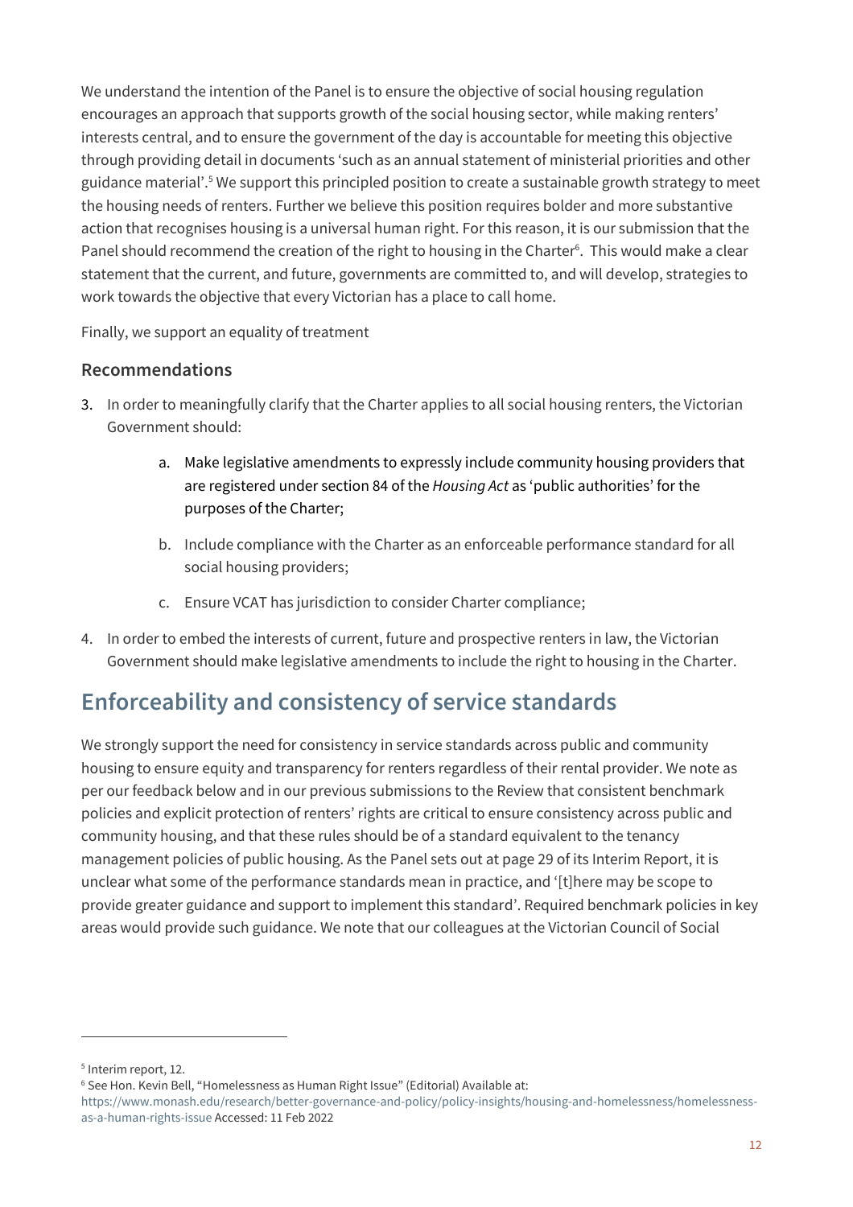We understand the intention of the Panel is to ensure the objective of social housing regulation encourages an approach that supports growth of the social housing sector, while making renters' interests central, and to ensure the government of the day is accountable for meeting this objective through providing detail in documents 'such as an annual statement of ministerial priorities and other guidance material'.[5] We support this principled position to create a sustainable growth strategy to meet the housing needs of renters. Further we believe this position requires bolder and more substantive action that recognises housing is a universal human right. For this reason, it is our submission that the Panel should recommend the creation of the right to housing in the Charter[6]. This would make a clear statement that the current, and future, governments are committed to, and will develop, strategies to work towards the objective that every Victorian has a place to call home.

Finally, we support an equality of treatment

### Recommendations

3. In order to meaningfully clarify that the Charter applies to all social housing renters, the Victorian Government should:
    a. Make legislative amendments to expressly include community housing providers that are registered under section 84 of the *Housing Act* as 'public authorities' for the purposes of the Charter;
    b. Include compliance with the Charter as an enforceable performance standard for all social housing providers;
    c. Ensure VCAT has jurisdiction to consider Charter compliance;
4. In order to embed the interests of current, future and prospective renters in law, the Victorian Government should make legislative amendments to include the right to housing in the Charter.

## Enforceability and consistency of service standards

We strongly support the need for consistency in service standards across public and community housing to ensure equity and transparency for renters regardless of their rental provider. We note as per our feedback below and in our previous submissions to the Review that consistent benchmark policies and explicit protection of renters' rights are critical to ensure consistency across public and community housing, and that these rules should be of a standard equivalent to the tenancy management policies of public housing. As the Panel sets out at page 29 of its Interim Report, it is unclear what some of the performance standards mean in practice, and '[t]here may be scope to provide greater guidance and support to implement this standard'. Required benchmark policies in key areas would provide such guidance. We note that our colleagues at the Victorian Council of Social

---

[5] Interim report, 12.

[6] See Hon. Kevin Bell, "Homelessness as Human Right Issue" (Editorial) Available at: https://www.monash.edu/research/better-governance-and-policy/policy-insights/housing-and-homelessness/homelessness-as-a-human-rights-issue Accessed: 11 Feb 2022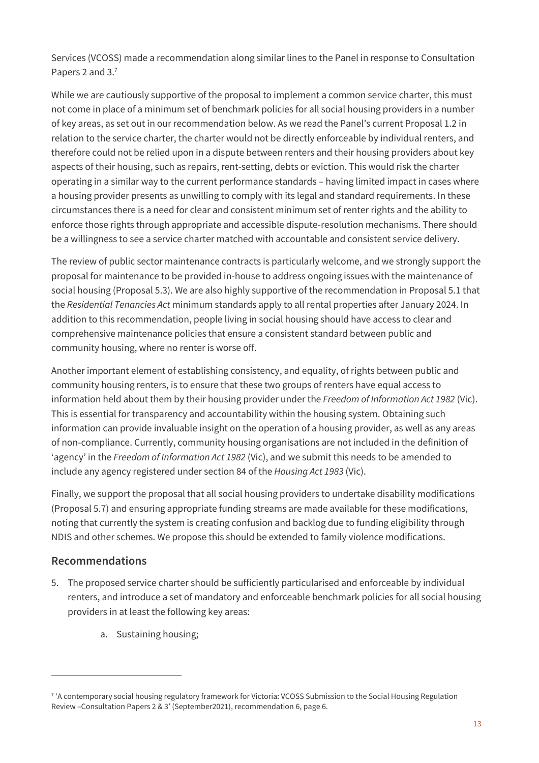Services (VCOSS) made a recommendation along similar lines to the Panel in response to Consultation Papers 2 and 3.[7]

While we are cautiously supportive of the proposal to implement a common service charter, this must not come in place of a minimum set of benchmark policies for all social housing providers in a number of key areas, as set out in our recommendation below. As we read the Panel's current Proposal 1.2 in relation to the service charter, the charter would not be directly enforceable by individual renters, and therefore could not be relied upon in a dispute between renters and their housing providers about key aspects of their housing, such as repairs, rent-setting, debts or eviction. This would risk the charter operating in a similar way to the current performance standards – having limited impact in cases where a housing provider presents as unwilling to comply with its legal and standard requirements. In these circumstances there is a need for clear and consistent minimum set of renter rights and the ability to enforce those rights through appropriate and accessible dispute-resolution mechanisms. There should be a willingness to see a service charter matched with accountable and consistent service delivery.

The review of public sector maintenance contracts is particularly welcome, and we strongly support the proposal for maintenance to be provided in-house to address ongoing issues with the maintenance of social housing (Proposal 5.3). We are also highly supportive of the recommendation in Proposal 5.1 that the *Residential Tenancies Act* minimum standards apply to all rental properties after January 2024. In addition to this recommendation, people living in social housing should have access to clear and comprehensive maintenance policies that ensure a consistent standard between public and community housing, where no renter is worse off.

Another important element of establishing consistency, and equality, of rights between public and community housing renters, is to ensure that these two groups of renters have equal access to information held about them by their housing provider under the *Freedom of Information Act 1982* (Vic). This is essential for transparency and accountability within the housing system. Obtaining such information can provide invaluable insight on the operation of a housing provider, as well as any areas of non-compliance. Currently, community housing organisations are not included in the definition of 'agency' in the *Freedom of Information Act 1982* (Vic), and we submit this needs to be amended to include any agency registered under section 84 of the *Housing Act 1983* (Vic).

Finally, we support the proposal that all social housing providers to undertake disability modifications (Proposal 5.7) and ensuring appropriate funding streams are made available for these modifications, noting that currently the system is creating confusion and backlog due to funding eligibility through NDIS and other schemes. We propose this should be extended to family violence modifications.

## Recommendations

5. The proposed service charter should be sufficiently particularised and enforceable by individual renters, and introduce a set of mandatory and enforceable benchmark policies for all social housing providers in at least the following key areas:

    a. Sustaining housing;

---

[7] 'A contemporary social housing regulatory framework for Victoria: VCOSS Submission to the Social Housing Regulation Review –Consultation Papers 2 & 3' (September2021), recommendation 6, page 6.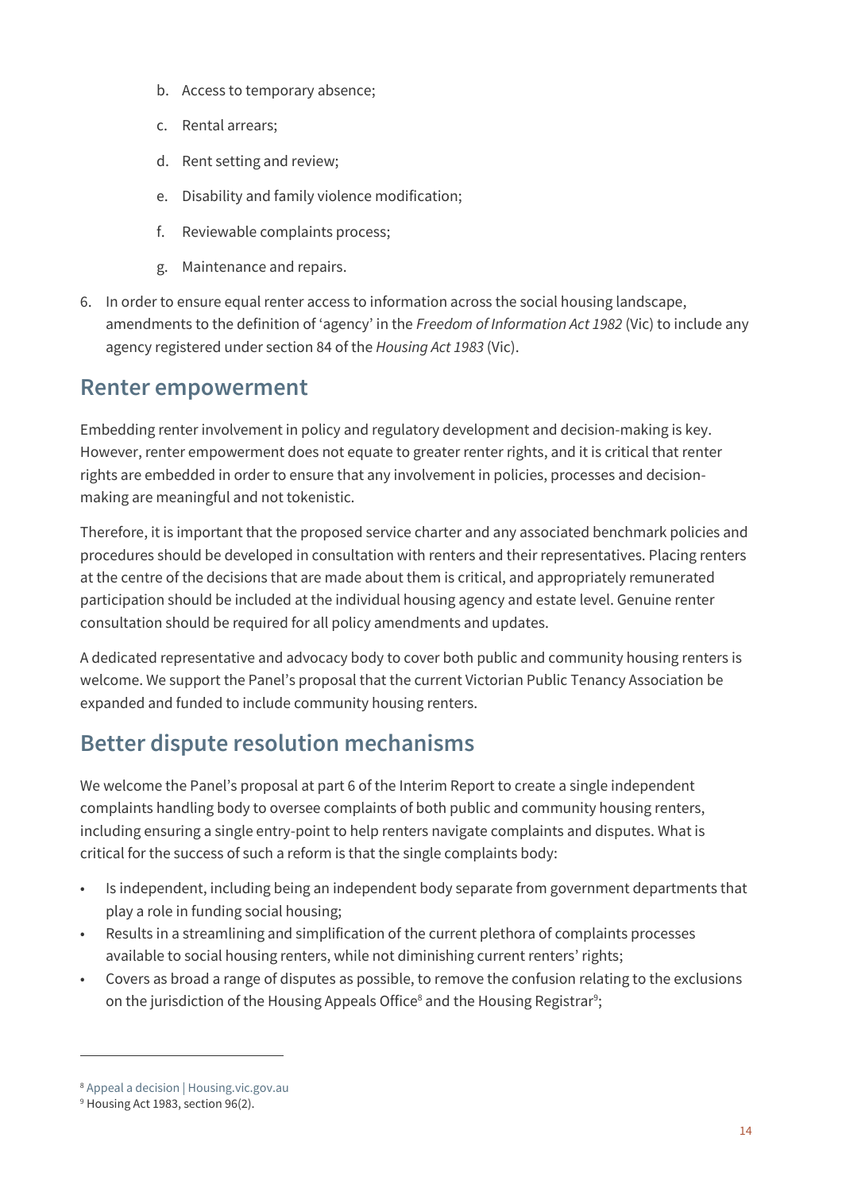b. Access to temporary absence;

   c. Rental arrears;

   d. Rent setting and review;

   e. Disability and family violence modification;

   f. Reviewable complaints process;

   g. Maintenance and repairs.

6. In order to ensure equal renter access to information across the social housing landscape, amendments to the definition of 'agency' in the *Freedom of Information Act 1982* (Vic) to include any agency registered under section 84 of the *Housing Act 1983* (Vic).

## Renter empowerment

Embedding renter involvement in policy and regulatory development and decision-making is key. However, renter empowerment does not equate to greater renter rights, and it is critical that renter rights are embedded in order to ensure that any involvement in policies, processes and decision-making are meaningful and not tokenistic.

Therefore, it is important that the proposed service charter and any associated benchmark policies and procedures should be developed in consultation with renters and their representatives. Placing renters at the centre of the decisions that are made about them is critical, and appropriately remunerated participation should be included at the individual housing agency and estate level. Genuine renter consultation should be required for all policy amendments and updates.

A dedicated representative and advocacy body to cover both public and community housing renters is welcome. We support the Panel's proposal that the current Victorian Public Tenancy Association be expanded and funded to include community housing renters.

## Better dispute resolution mechanisms

We welcome the Panel's proposal at part 6 of the Interim Report to create a single independent complaints handling body to oversee complaints of both public and community housing renters, including ensuring a single entry-point to help renters navigate complaints and disputes. What is critical for the success of such a reform is that the single complaints body:

- Is independent, including being an independent body separate from government departments that play a role in funding social housing;
- Results in a streamlining and simplification of the current plethora of complaints processes available to social housing renters, while not diminishing current renters' rights;
- Covers as broad a range of disputes as possible, to remove the confusion relating to the exclusions on the jurisdiction of the Housing Appeals Office[8] and the Housing Registrar[9];

[8] Appeal a decision | Housing.vic.gov.au

[9] Housing Act 1983, section 96(2).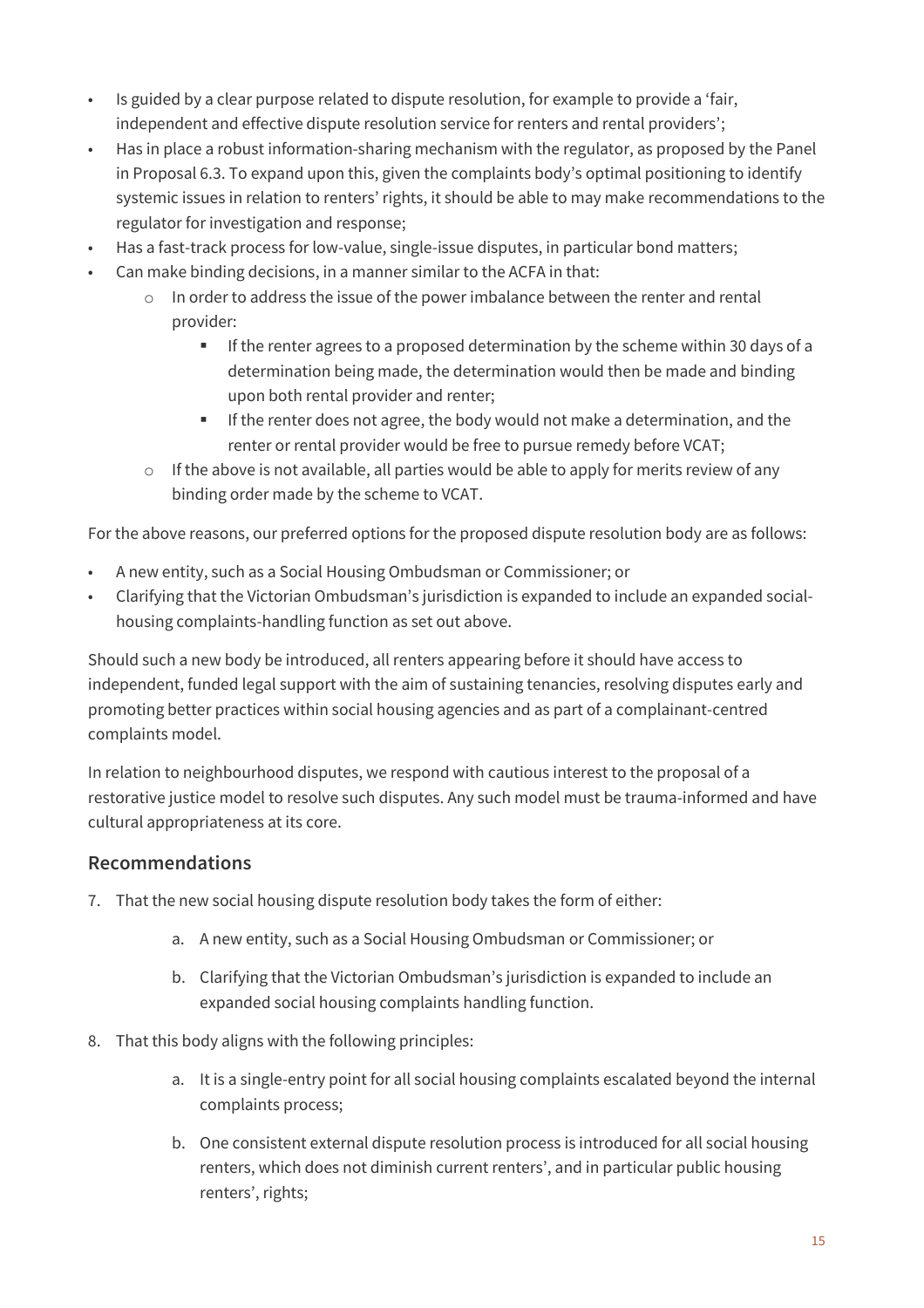- Is guided by a clear purpose related to dispute resolution, for example to provide a 'fair, independent and effective dispute resolution service for renters and rental providers';
- Has in place a robust information-sharing mechanism with the regulator, as proposed by the Panel in Proposal 6.3. To expand upon this, given the complaints body's optimal positioning to identify systemic issues in relation to renters' rights, it should be able to may make recommendations to the regulator for investigation and response;
- Has a fast-track process for low-value, single-issue disputes, in particular bond matters;
- Can make binding decisions, in a manner similar to the ACFA in that:
  - In order to address the issue of the power imbalance between the renter and rental provider:
    - If the renter agrees to a proposed determination by the scheme within 30 days of a determination being made, the determination would then be made and binding upon both rental provider and renter;
    - If the renter does not agree, the body would not make a determination, and the renter or rental provider would be free to pursue remedy before VCAT;
  - If the above is not available, all parties would be able to apply for merits review of any binding order made by the scheme to VCAT.

For the above reasons, our preferred options for the proposed dispute resolution body are as follows:

- A new entity, such as a Social Housing Ombudsman or Commissioner; or
- Clarifying that the Victorian Ombudsman's jurisdiction is expanded to include an expanded social-housing complaints-handling function as set out above.

Should such a new body be introduced, all renters appearing before it should have access to independent, funded legal support with the aim of sustaining tenancies, resolving disputes early and promoting better practices within social housing agencies and as part of a complainant-centred complaints model.

In relation to neighbourhood disputes, we respond with cautious interest to the proposal of a restorative justice model to resolve such disputes. Any such model must be trauma-informed and have cultural appropriateness at its core.

## Recommendations

7. That the new social housing dispute resolution body takes the form of either:
    a. A new entity, such as a Social Housing Ombudsman or Commissioner; or
    b. Clarifying that the Victorian Ombudsman's jurisdiction is expanded to include an expanded social housing complaints handling function.
8. That this body aligns with the following principles:
    a. It is a single-entry point for all social housing complaints escalated beyond the internal complaints process;
    b. One consistent external dispute resolution process is introduced for all social housing renters, which does not diminish current renters', and in particular public housing renters', rights;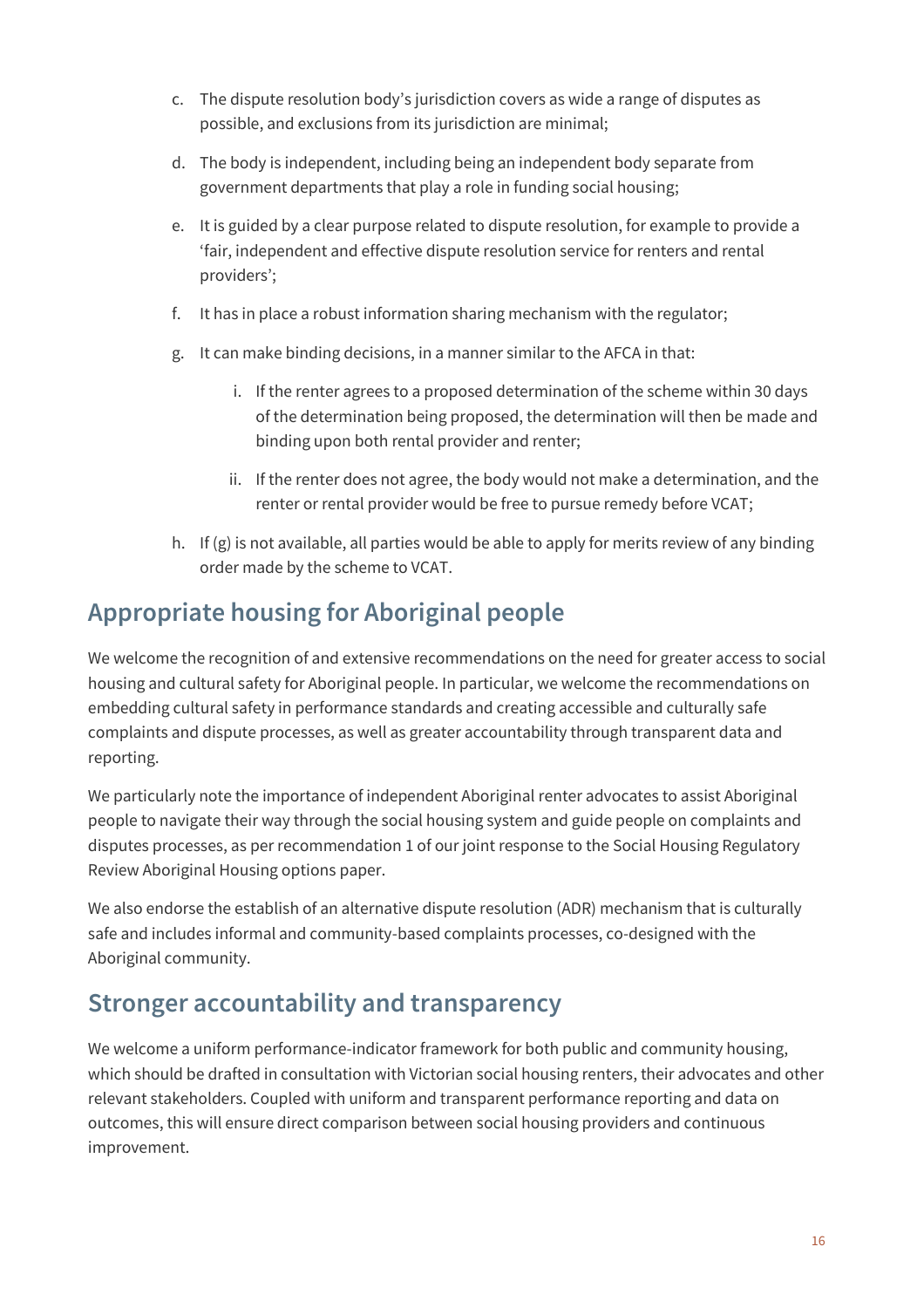c. The dispute resolution body's jurisdiction covers as wide a range of disputes as possible, and exclusions from its jurisdiction are minimal;

d. The body is independent, including being an independent body separate from government departments that play a role in funding social housing;

e. It is guided by a clear purpose related to dispute resolution, for example to provide a 'fair, independent and effective dispute resolution service for renters and rental providers';

f. It has in place a robust information sharing mechanism with the regulator;

g. It can make binding decisions, in a manner similar to the AFCA in that:

   i. If the renter agrees to a proposed determination of the scheme within 30 days of the determination being proposed, the determination will then be made and binding upon both rental provider and renter;

   ii. If the renter does not agree, the body would not make a determination, and the renter or rental provider would be free to pursue remedy before VCAT;

h. If (g) is not available, all parties would be able to apply for merits review of any binding order made by the scheme to VCAT.

## Appropriate housing for Aboriginal people

We welcome the recognition of and extensive recommendations on the need for greater access to social housing and cultural safety for Aboriginal people. In particular, we welcome the recommendations on embedding cultural safety in performance standards and creating accessible and culturally safe complaints and dispute processes, as well as greater accountability through transparent data and reporting.

We particularly note the importance of independent Aboriginal renter advocates to assist Aboriginal people to navigate their way through the social housing system and guide people on complaints and disputes processes, as per recommendation 1 of our joint response to the Social Housing Regulatory Review Aboriginal Housing options paper.

We also endorse the establish of an alternative dispute resolution (ADR) mechanism that is culturally safe and includes informal and community-based complaints processes, co-designed with the Aboriginal community.

## Stronger accountability and transparency

We welcome a uniform performance-indicator framework for both public and community housing, which should be drafted in consultation with Victorian social housing renters, their advocates and other relevant stakeholders. Coupled with uniform and transparent performance reporting and data on outcomes, this will ensure direct comparison between social housing providers and continuous improvement.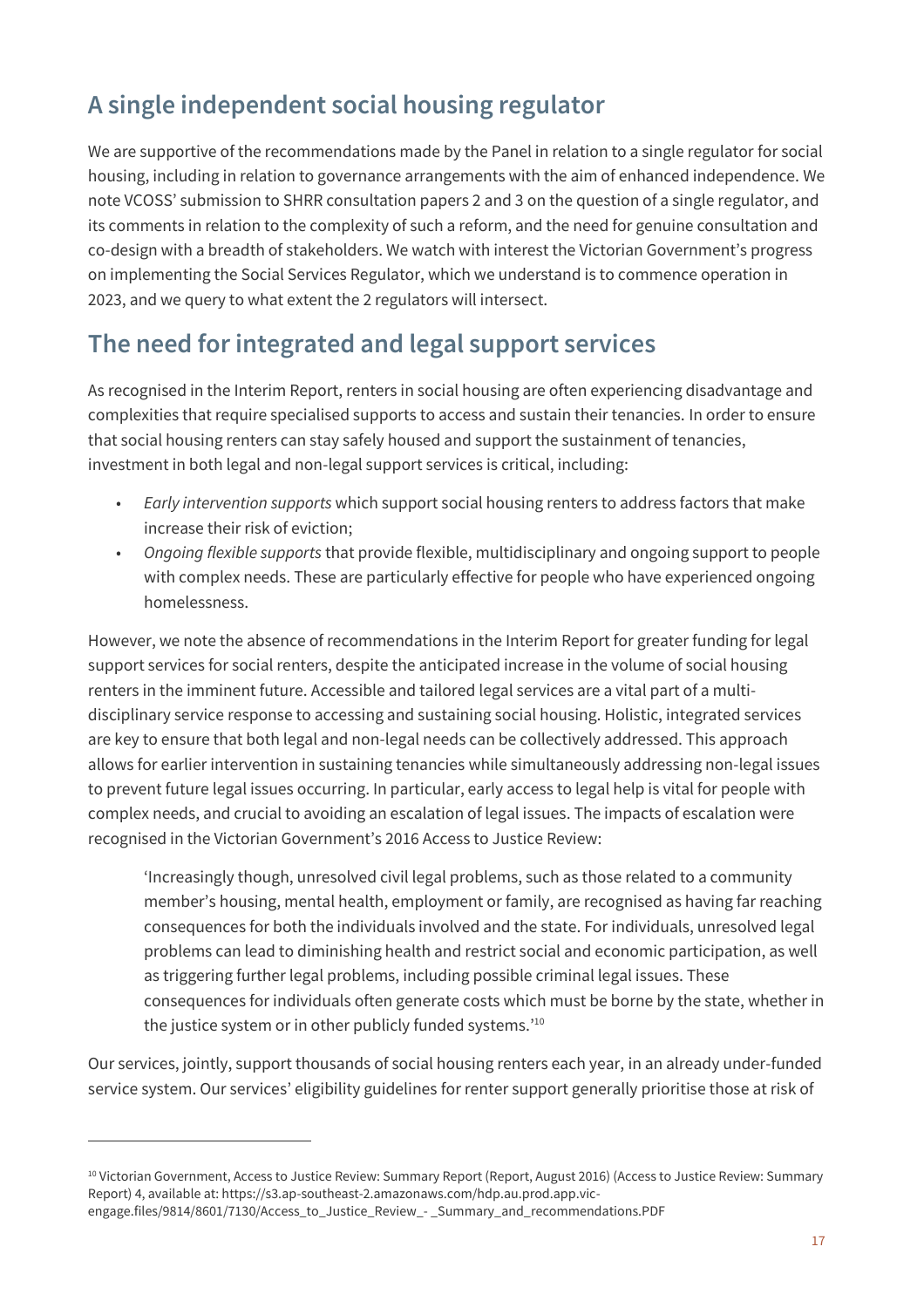## A single independent social housing regulator

We are supportive of the recommendations made by the Panel in relation to a single regulator for social housing, including in relation to governance arrangements with the aim of enhanced independence. We note VCOSS' submission to SHRR consultation papers 2 and 3 on the question of a single regulator, and its comments in relation to the complexity of such a reform, and the need for genuine consultation and co-design with a breadth of stakeholders. We watch with interest the Victorian Government's progress on implementing the Social Services Regulator, which we understand is to commence operation in 2023, and we query to what extent the 2 regulators will intersect.

## The need for integrated and legal support services

As recognised in the Interim Report, renters in social housing are often experiencing disadvantage and complexities that require specialised supports to access and sustain their tenancies. In order to ensure that social housing renters can stay safely housed and support the sustainment of tenancies, investment in both legal and non-legal support services is critical, including:

- *Early intervention supports* which support social housing renters to address factors that make increase their risk of eviction;
- *Ongoing flexible supports* that provide flexible, multidisciplinary and ongoing support to people with complex needs. These are particularly effective for people who have experienced ongoing homelessness.

However, we note the absence of recommendations in the Interim Report for greater funding for legal support services for social renters, despite the anticipated increase in the volume of social housing renters in the imminent future. Accessible and tailored legal services are a vital part of a multi-disciplinary service response to accessing and sustaining social housing. Holistic, integrated services are key to ensure that both legal and non-legal needs can be collectively addressed. This approach allows for earlier intervention in sustaining tenancies while simultaneously addressing non-legal issues to prevent future legal issues occurring. In particular, early access to legal help is vital for people with complex needs, and crucial to avoiding an escalation of legal issues. The impacts of escalation were recognised in the Victorian Government's 2016 Access to Justice Review:

> 'Increasingly though, unresolved civil legal problems, such as those related to a community member's housing, mental health, employment or family, are recognised as having far reaching consequences for both the individuals involved and the state. For individuals, unresolved legal problems can lead to diminishing health and restrict social and economic participation, as well as triggering further legal problems, including possible criminal legal issues. These consequences for individuals often generate costs which must be borne by the state, whether in the justice system or in other publicly funded systems.'[10]

Our services, jointly, support thousands of social housing renters each year, in an already under-funded service system. Our services' eligibility guidelines for renter support generally prioritise those at risk of

---

[10] Victorian Government, Access to Justice Review: Summary Report (Report, August 2016) (Access to Justice Review: Summary Report) 4, available at: https://s3.ap-southeast-2.amazonaws.com/hdp.au.prod.app.vic-engage.files/9814/8601/7130/Access_to_Justice_Review_-_Summary_and_recommendations.PDF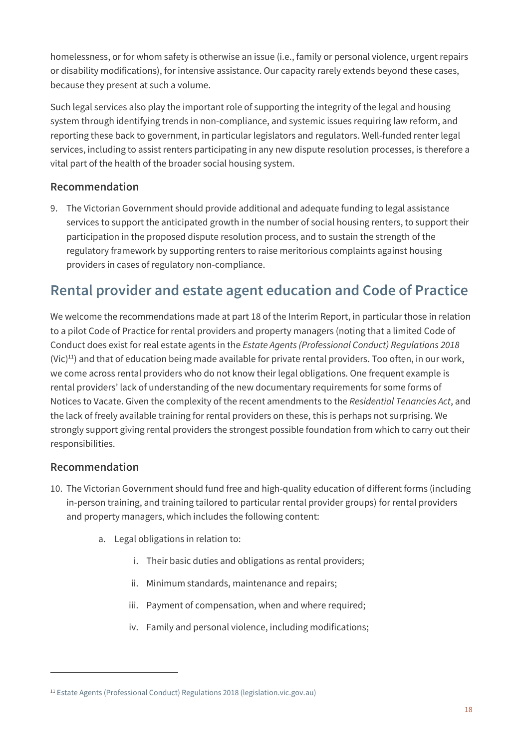homelessness, or for whom safety is otherwise an issue (i.e., family or personal violence, urgent repairs or disability modifications), for intensive assistance. Our capacity rarely extends beyond these cases, because they present at such a volume.

Such legal services also play the important role of supporting the integrity of the legal and housing system through identifying trends in non-compliance, and systemic issues requiring law reform, and reporting these back to government, in particular legislators and regulators. Well-funded renter legal services, including to assist renters participating in any new dispute resolution processes, is therefore a vital part of the health of the broader social housing system.

### Recommendation

9. The Victorian Government should provide additional and adequate funding to legal assistance services to support the anticipated growth in the number of social housing renters, to support their participation in the proposed dispute resolution process, and to sustain the strength of the regulatory framework by supporting renters to raise meritorious complaints against housing providers in cases of regulatory non-compliance.

## Rental provider and estate agent education and Code of Practice

We welcome the recommendations made at part 18 of the Interim Report, in particular those in relation to a pilot Code of Practice for rental providers and property managers (noting that a limited Code of Conduct does exist for real estate agents in the *Estate Agents (Professional Conduct) Regulations 2018* (Vic)[11]) and that of education being made available for private rental providers. Too often, in our work, we come across rental providers who do not know their legal obligations. One frequent example is rental providers' lack of understanding of the new documentary requirements for some forms of Notices to Vacate. Given the complexity of the recent amendments to the *Residential Tenancies Act*, and the lack of freely available training for rental providers on these, this is perhaps not surprising. We strongly support giving rental providers the strongest possible foundation from which to carry out their responsibilities.

### Recommendation

10. The Victorian Government should fund free and high-quality education of different forms (including in-person training, and training tailored to particular rental provider groups) for rental providers and property managers, which includes the following content:

    a. Legal obligations in relation to:

        i. Their basic duties and obligations as rental providers;

        ii. Minimum standards, maintenance and repairs;

        iii. Payment of compensation, when and where required;

        iv. Family and personal violence, including modifications;

[11] Estate Agents (Professional Conduct) Regulations 2018 (legislation.vic.gov.au)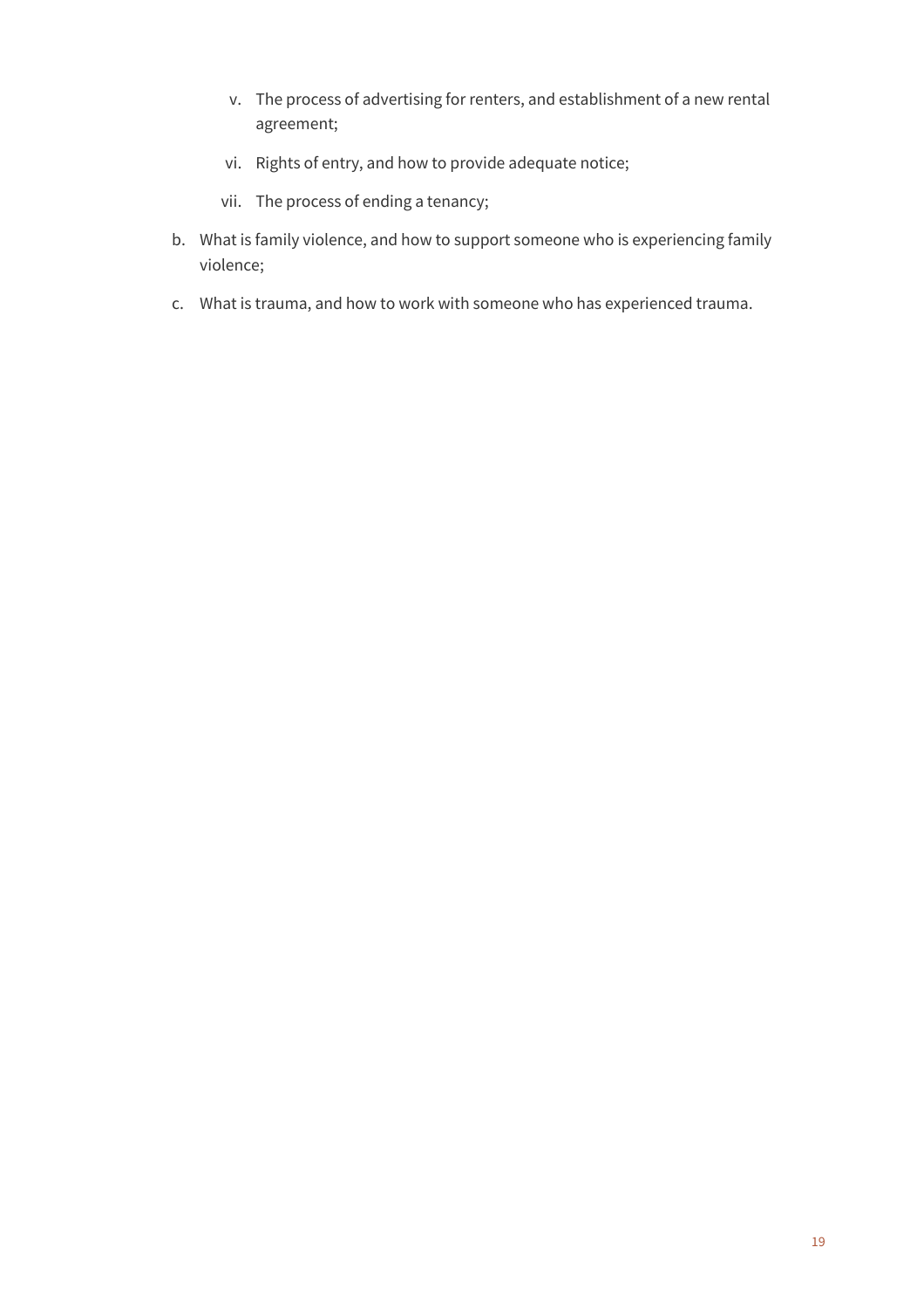v. The process of advertising for renters, and establishment of a new rental agreement;

   vi. Rights of entry, and how to provide adequate notice;

   vii. The process of ending a tenancy;

b. What is family violence, and how to support someone who is experiencing family violence;

c. What is trauma, and how to work with someone who has experienced trauma.